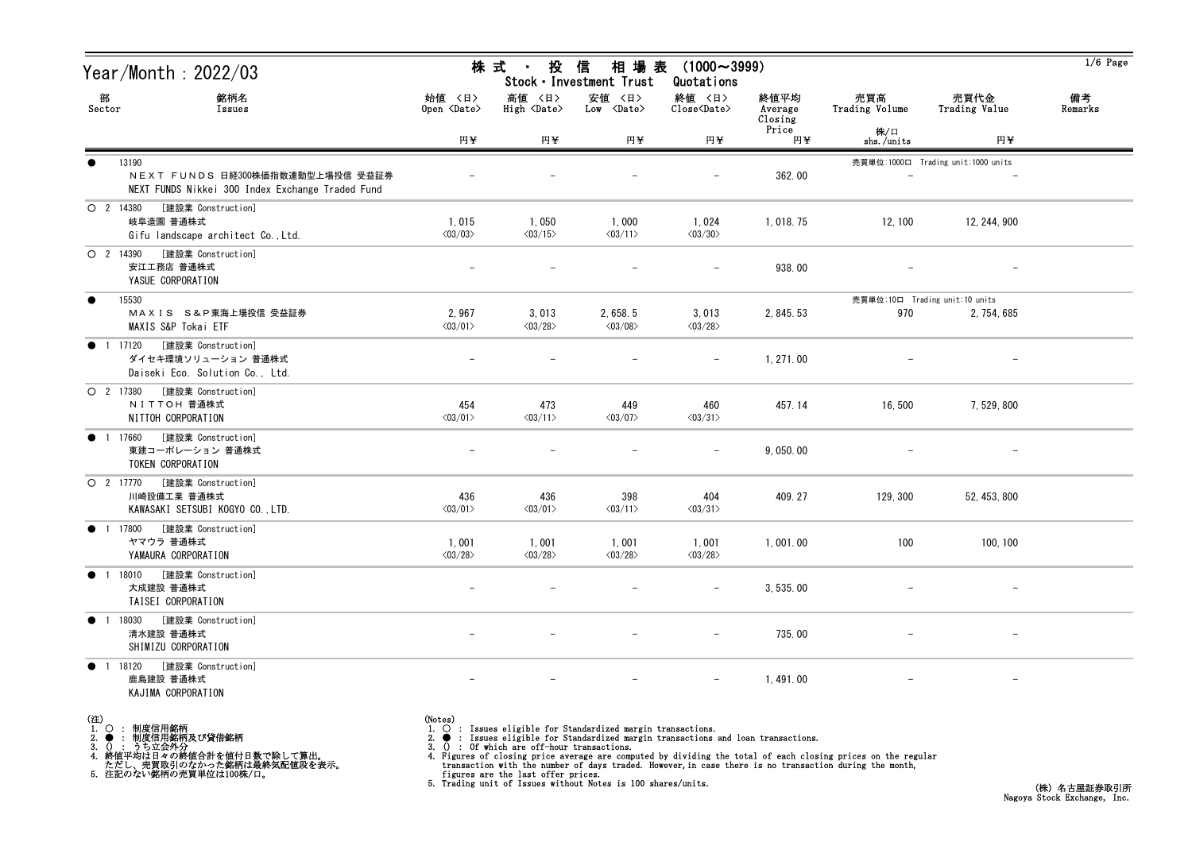# Year/Month : 2022/03

## 株式 ・ 投信 相場表 (1000～3999)
Stock・Investment Trust Quotations

| 部 Sector | 銘柄名 Issues | 始値 〈日〉 Open 〈Date〉 円¥ | 高値 〈日〉 High 〈Date〉 円¥ | 安値 〈日〉 Low 〈Date〉 円¥ | 終値 〈日〉 Close〈Date〉 円¥ | 終値平均 Average Closing Price 円¥ | 売買高 Trading Volume 株/口 shs./units | 売買代金 Trading Value 円¥ | 備考 Remarks |
|---|---|---|---|---|---|---|---|---|---|
| ● 13190 | ＮＥＸＴ ＦＵＮＤＳ 日経300株価指数連動型上場投信 受益証券 NEXT FUNDS Nikkei 300 Index Exchange Traded Fund | － | － | － | － | 362.00 | － | － | 売買単位:1000口 Trading unit:1000 units |
| ○ 2 14380 [建設業 Construction] | 岐阜造園 普通株式 Gifu landscape architect Co.,Ltd. | 1,015 〈03/03〉 | 1,050 〈03/15〉 | 1,000 〈03/11〉 | 1,024 〈03/30〉 | 1,018.75 | 12,100 | 12,244,900 | |
| ○ 2 14390 [建設業 Construction] | 安江工務店 普通株式 YASUE CORPORATION | － | － | － | － | 938.00 | － | － | |
| ● 15530 | ＭＡＸＩＳ Ｓ＆Ｐ東海上場投信 受益証券 MAXIS S&P Tokai ETF | 2,967 〈03/01〉 | 3,013 〈03/28〉 | 2,658.5 〈03/08〉 | 3,013 〈03/28〉 | 2,845.53 | 970 | 2,754,685 | 売買単位:10口 Trading unit:10 units |
| ● 1 17120 [建設業 Construction] | ダイセキ環境ソリューション 普通株式 Daiseki Eco. Solution Co., Ltd. | － | － | － | － | 1,271.00 | － | － | |
| ○ 2 17380 [建設業 Construction] | ＮＩＴＴＯＨ 普通株式 NITTOH CORPORATION | 454 〈03/01〉 | 473 〈03/11〉 | 449 〈03/07〉 | 460 〈03/31〉 | 457.14 | 16,500 | 7,529,800 | |
| ● 1 17660 [建設業 Construction] | 東建コーポレーション 普通株式 TOKEN CORPORATION | － | － | － | － | 9,050.00 | － | － | |
| ○ 2 17770 [建設業 Construction] | 川崎設備工業 普通株式 KAWASAKI SETSUBI KOGYO CO.,LTD. | 436 〈03/01〉 | 436 〈03/01〉 | 398 〈03/11〉 | 404 〈03/31〉 | 409.27 | 129,300 | 52,453,800 | |
| ● 1 17800 [建設業 Construction] | ヤマウラ 普通株式 YAMAURA CORPORATION | 1,001 〈03/28〉 | 1,001 〈03/28〉 | 1,001 〈03/28〉 | 1,001 〈03/28〉 | 1,001.00 | 100 | 100,100 | |
| ● 1 18010 [建設業 Construction] | 大成建設 普通株式 TAISEI CORPORATION | － | － | － | － | 3,535.00 | － | － | |
| ● 1 18030 [建設業 Construction] | 清水建設 普通株式 SHIMIZU CORPORATION | － | － | － | － | 735.00 | － | － | |
| ● 1 18120 [建設業 Construction] | 鹿島建設 普通株式 KAJIMA CORPORATION | － | － | － | － | 1,491.00 | － | － | |

(注)
1. ○ ： 制度信用銘柄
2. ● ： 制度信用銘柄及び貸借銘柄
3. () ： うち立会外分
4. 終値平均は日々の終値合計を値付日数で除して算出。
 ただし、売買取引のなかった銘柄は最終気配値段を表示。
5. 注記のない銘柄の売買単位は100株/口。

(Notes)
1. ○ : Issues eligible for Standardized margin transactions.
2. ● : Issues eligible for Standardized margin transactions and loan transactions.
3. () : Of which are off-hour transactions.
4. Figures of closing price average are computed by dividing the total of each closing prices on the regular transaction with the number of days traded. However, in case there is no transaction during the month, figures are the last offer prices.
5. Trading unit of Issues without Notes is 100 shares/units.

(株) 名古屋証券取引所
Nagoya Stock Exchange, Inc.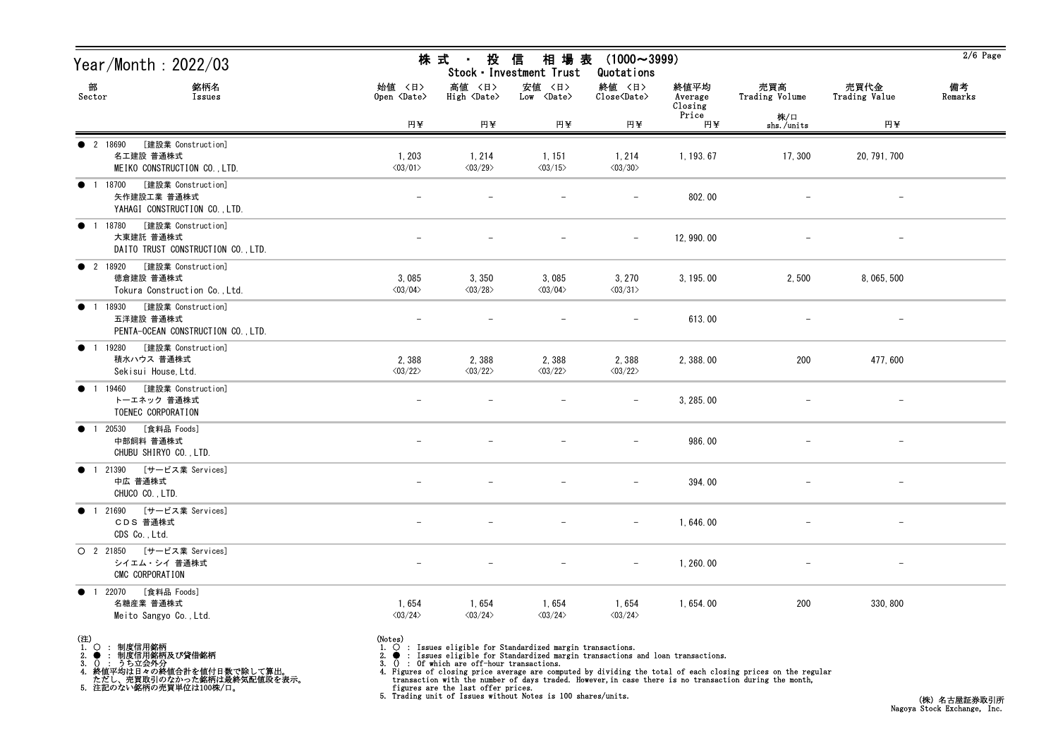# Year/Month : 2022/03

## 株式・投信 相場表 (1000～3999)
Stock・Investment Trust Quotations

| 部 Sector | 銘柄名 Issues | 始値 <日> Open <Date> 円¥ | 高値 <日> High <Date> 円¥ | 安値 <日> Low <Date> 円¥ | 終値 <日> Close<Date> 円¥ | 終値平均 Average Closing Price 円¥ | 売買高 Trading Volume 株/口 shs./units | 売買代金 Trading Value 円¥ | 備考 Remarks |
|---|---|---|---|---|---|---|---|---|---|
| ● 2 18690 | [建設業 Construction] 名工建設 普通株式 MEIKO CONSTRUCTION CO.,LTD. | 1,203 <03/01> | 1,214 <03/29> | 1,151 <03/15> | 1,214 <03/30> | 1,193.67 | 17,300 | 20,791,700 | |
| ● 1 18700 | [建設業 Construction] 矢作建設工業 普通株式 YAHAGI CONSTRUCTION CO.,LTD. | － | － | － | － | 802.00 | － | － | |
| ● 1 18780 | [建設業 Construction] 大東建託 普通株式 DAITO TRUST CONSTRUCTION CO.,LTD. | － | － | － | － | 12,990.00 | － | － | |
| ● 2 18920 | [建設業 Construction] 徳倉建設 普通株式 Tokura Construction Co.,Ltd. | 3,085 <03/04> | 3,350 <03/28> | 3,085 <03/04> | 3,270 <03/31> | 3,195.00 | 2,500 | 8,065,500 | |
| ● 1 18930 | [建設業 Construction] 五洋建設 普通株式 PENTA-OCEAN CONSTRUCTION CO.,LTD. | － | － | － | － | 613.00 | － | － | |
| ● 1 19280 | [建設業 Construction] 積水ハウス 普通株式 Sekisui House,Ltd. | 2,388 <03/22> | 2,388 <03/22> | 2,388 <03/22> | 2,388 <03/22> | 2,388.00 | 200 | 477,600 | |
| ● 1 19460 | [建設業 Construction] トーエネック 普通株式 TOENEC CORPORATION | － | － | － | － | 3,285.00 | － | － | |
| ● 1 20530 | [食料品 Foods] 中部飼料 普通株式 CHUBU SHIRYO CO.,LTD. | － | － | － | － | 986.00 | － | － | |
| ● 1 21390 | [サービス業 Services] 中広 普通株式 CHUCO CO.,LTD. | － | － | － | － | 394.00 | － | － | |
| ● 1 21690 | [サービス業 Services] ＣＤＳ 普通株式 CDS Co.,Ltd. | － | － | － | － | 1,646.00 | － | － | |
| ○ 2 21850 | [サービス業 Services] シイエム・シイ 普通株式 CMC CORPORATION | － | － | － | － | 1,260.00 | － | － | |
| ● 1 22070 | [食料品 Foods] 名糖産業 普通株式 Meito Sangyo Co.,Ltd. | 1,654 <03/24> | 1,654 <03/24> | 1,654 <03/24> | 1,654 <03/24> | 1,654.00 | 200 | 330,800 | |

(注)
1. ○ : 制度信用銘柄
2. ● : 制度信用銘柄及び貸借銘柄
3. () : うち立会外分
4. 終値平均は日々の終値合計を値付日数で除して算出。
ただし、売買取引のなかった銘柄は最終気配値段を表示。
5. 注記のない銘柄の売買単位は100株/口。

(Notes)
1. ○ : Issues eligible for Standardized margin transactions.
2. ● : Issues eligible for Standardized margin transactions and loan transactions.
3. () : Of which are off-hour transactions.
4. Figures of closing price average are computed by dividing the total of each closing prices on the regular transaction with the number of days traded. However,in case there is no transaction during the month, figures are the last offer prices.
5. Trading unit of Issues without Notes is 100 shares/units.

(株) 名古屋証券取引所
Nagoya Stock Exchange, Inc.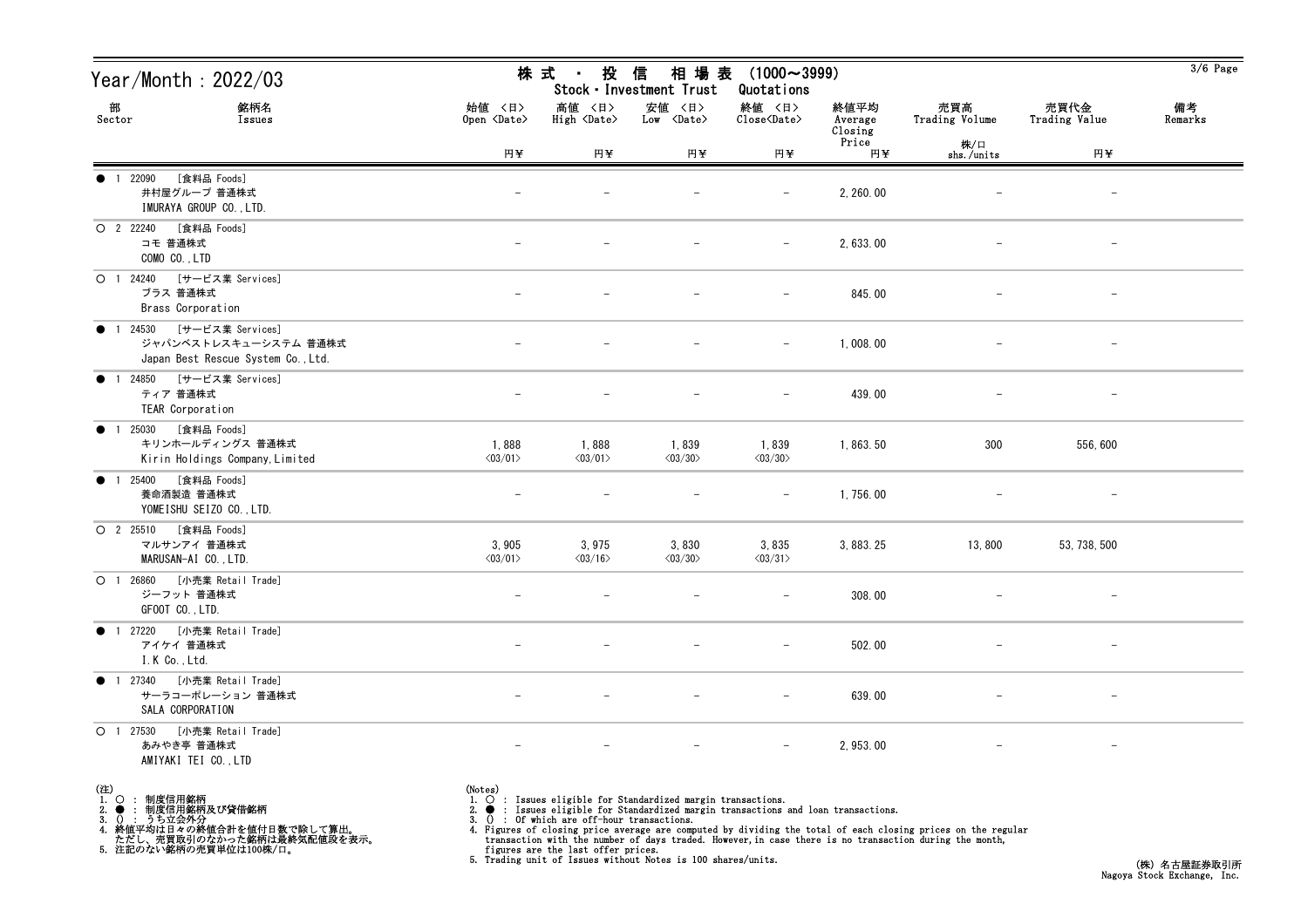# Year/Month : 2022/03

## 株式・投信 相場表 (1000～3999)
Stock・Investment Trust Quotations

| 部 Sector | 銘柄名 Issues | 始値 <日> Open <Date> 円¥ | 高値 <日> High <Date> 円¥ | 安値 <日> Low <Date> 円¥ | 終値 <日> Close<Date> 円¥ | 終値平均 Average Closing Price 円¥ | 売買高 Trading Volume 株/口 shs./units | 売買代金 Trading Value 円¥ | 備考 Remarks |
|---|---|---|---|---|---|---|---|---|---|
| ● 1 | 22090 [食料品 Foods] 井村屋グループ 普通株式 IMURAYA GROUP CO.,LTD. | － | － | － | － | 2,260.00 | － | － | |
| ○ 2 | 22240 [食料品 Foods] コモ 普通株式 COMO CO.,LTD | － | － | － | － | 2,633.00 | － | － | |
| ○ 1 | 24240 [サービス業 Services] ブラス 普通株式 Brass Corporation | － | － | － | － | 845.00 | － | － | |
| ● 1 | 24530 [サービス業 Services] ジャパンベストレスキューシステム 普通株式 Japan Best Rescue System Co.,Ltd. | － | － | － | － | 1,008.00 | － | － | |
| ● 1 | 24850 [サービス業 Services] ティア 普通株式 TEAR Corporation | － | － | － | － | 439.00 | － | － | |
| ● 1 | 25030 [食料品 Foods] キリンホールディングス 普通株式 Kirin Holdings Company,Limited | 1,888 <03/01> | 1,888 <03/01> | 1,839 <03/30> | 1,839 <03/30> | 1,863.50 | 300 | 556,600 | |
| ● 1 | 25400 [食料品 Foods] 養命酒製造 普通株式 YOMEISHU SEIZO CO.,LTD. | － | － | － | － | 1,756.00 | － | － | |
| ○ 2 | 25510 [食料品 Foods] マルサンアイ 普通株式 MARUSAN-AI CO.,LTD. | 3,905 <03/01> | 3,975 <03/16> | 3,830 <03/30> | 3,835 <03/31> | 3,883.25 | 13,800 | 53,738,500 | |
| ○ 1 | 26860 [小売業 Retail Trade] ジーフット 普通株式 GFOOT CO.,LTD. | － | － | － | － | 308.00 | － | － | |
| ● 1 | 27220 [小売業 Retail Trade] アイケイ 普通株式 I.K Co.,Ltd. | － | － | － | － | 502.00 | － | － | |
| ● 1 | 27340 [小売業 Retail Trade] サーラコーポレーション 普通株式 SALA CORPORATION | － | － | － | － | 639.00 | － | － | |
| ○ 1 | 27530 [小売業 Retail Trade] あみやき亭 普通株式 AMIYAKI TEI CO.,LTD | － | － | － | － | 2,953.00 | － | － | |

(注)
1. ○ : 制度信用銘柄
2. ● : 制度信用銘柄及び貸借銘柄
3. () : うち立会外分
4. 終値平均は日々の終値合計を値付日数で除して算出。
   ただし、売買取引のなかった銘柄は最終気配値段を表示。
5. 注記のない銘柄の売買単位は100株/口。

(Notes)
1. ○ : Issues eligible for Standardized margin transactions.
2. ● : Issues eligible for Standardized margin transactions and loan transactions.
3. () : Of which are off-hour transactions.
4. Figures of closing price average are computed by dividing the total of each closing prices on the regular transaction with the number of days traded. However,in case there is no transaction during the month, figures are the last offer prices.
5. Trading unit of Issues without Notes is 100 shares/units.

(株) 名古屋証券取引所
Nagoya Stock Exchange, Inc.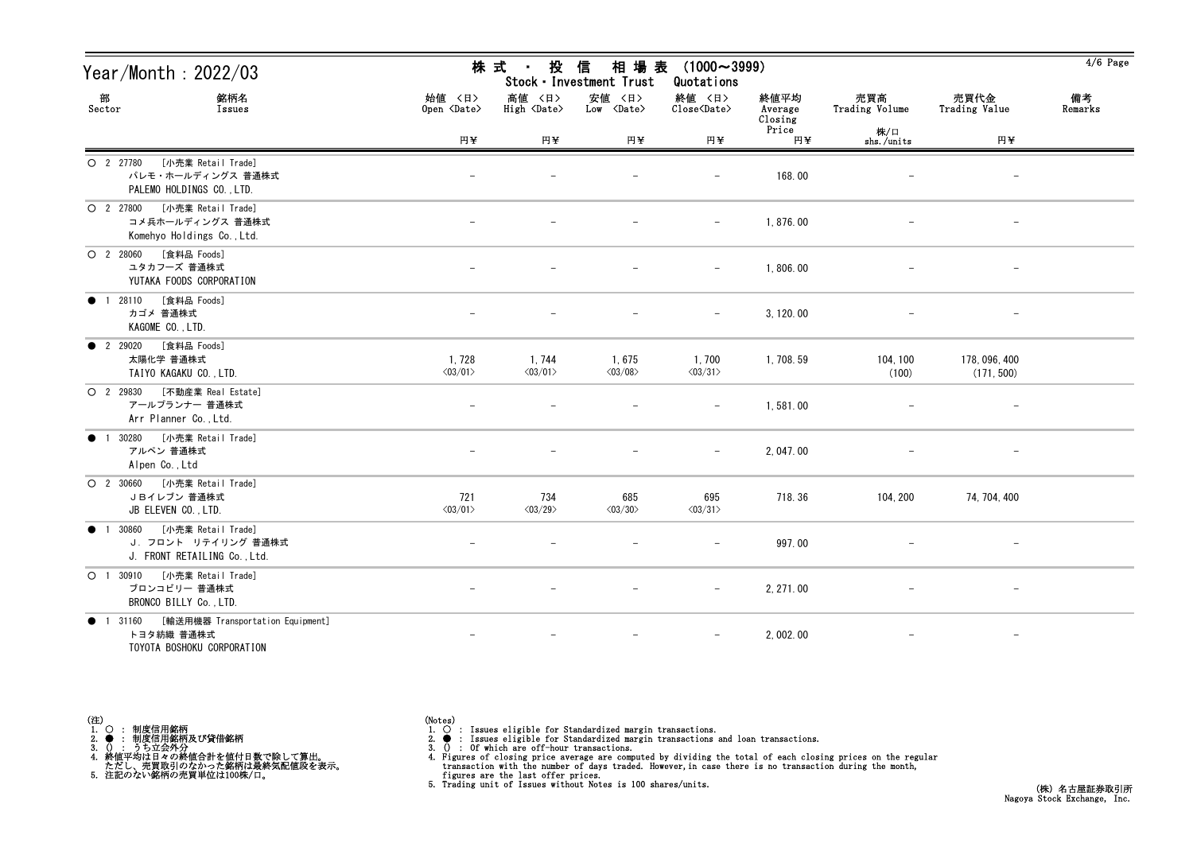# Year/Month : 2022/03

## 株式・投信 相場表 (1000～3999)
Stock・Investment Trust Quotations

| 部 Sector | 銘柄名 Issues | 始値 〈日〉 Open 〈Date〉 円¥ | 高値 〈日〉 High 〈Date〉 円¥ | 安値 〈日〉 Low 〈Date〉 円¥ | 終値 〈日〉 Close〈Date〉 円¥ | 終値平均 Average Closing Price 円¥ | 売買高 Trading Volume 株/口 shs./units | 売買代金 Trading Value 円¥ | 備考 Remarks |
|---|---|---|---|---|---|---|---|---|---|
| ○ 2 27780 | [小売業 Retail Trade] パレモ・ホールディングス 普通株式 PALEMO HOLDINGS CO.,LTD. | - | - | - | - | 168.00 | - | - | |
| ○ 2 27800 | [小売業 Retail Trade] コメ兵ホールディングス 普通株式 Komehyo Holdings Co.,Ltd. | - | - | - | - | 1,876.00 | - | - | |
| ○ 2 28060 | [食料品 Foods] ユタカフーズ 普通株式 YUTAKA FOODS CORPORATION | - | - | - | - | 1,806.00 | - | - | |
| ● 1 28110 | [食料品 Foods] カゴメ 普通株式 KAGOME CO.,LTD. | - | - | - | - | 3,120.00 | - | - | |
| ● 2 29020 | [食料品 Foods] 太陽化学 普通株式 TAIYO KAGAKU CO.,LTD. | 1,728 〈03/01〉 | 1,744 〈03/01〉 | 1,675 〈03/08〉 | 1,700 〈03/31〉 | 1,708.59 | 104,100 (100) | 178,096,400 (171,500) | |
| ○ 2 29830 | [不動産業 Real Estate] アールプランナー 普通株式 Arr Planner Co.,Ltd. | - | - | - | - | 1,581.00 | - | - | |
| ● 1 30280 | [小売業 Retail Trade] アルペン 普通株式 Alpen Co.,Ltd | - | - | - | - | 2,047.00 | - | - | |
| ○ 2 30660 | [小売業 Retail Trade] ＪＢイレブン 普通株式 JB ELEVEN CO.,LTD. | 721 〈03/01〉 | 734 〈03/29〉 | 685 〈03/30〉 | 695 〈03/31〉 | 718.36 | 104,200 | 74,704,400 | |
| ● 1 30860 | [小売業 Retail Trade] Ｊ．フロント リテイリング 普通株式 J. FRONT RETAILING Co.,Ltd. | - | - | - | - | 997.00 | - | - | |
| ○ 1 30910 | [小売業 Retail Trade] ブロンコビリー 普通株式 BRONCO BILLY Co.,LTD. | - | - | - | - | 2,271.00 | - | - | |
| ● 1 31160 | [輸送用機器 Transportation Equipment] トヨタ紡織 普通株式 TOYOTA BOSHOKU CORPORATION | - | - | - | - | 2,002.00 | - | - | |

(注)
1. ○ : 制度信用銘柄
2. ● : 制度信用銘柄及び貸借銘柄
3. () : うち立会外分
4. 終値平均は日々の終値合計を値付日数で除して算出。
   ただし、売買取引のなかった銘柄は最終気配値段を表示。
5. 注記のない銘柄の売買単位は100株/口。

(Notes)
1. ○ : Issues eligible for Standardized margin transactions.
2. ● : Issues eligible for Standardized margin transactions and loan transactions.
3. () : Of which are off-hour transactions.
4. Figures of closing price average are computed by dividing the total of each closing prices on the regular transaction with the number of days traded. However, in case there is no transaction during the month, figures are the last offer prices.
5. Trading unit of Issues without Notes is 100 shares/units.

(株) 名古屋証券取引所
Nagoya Stock Exchange, Inc.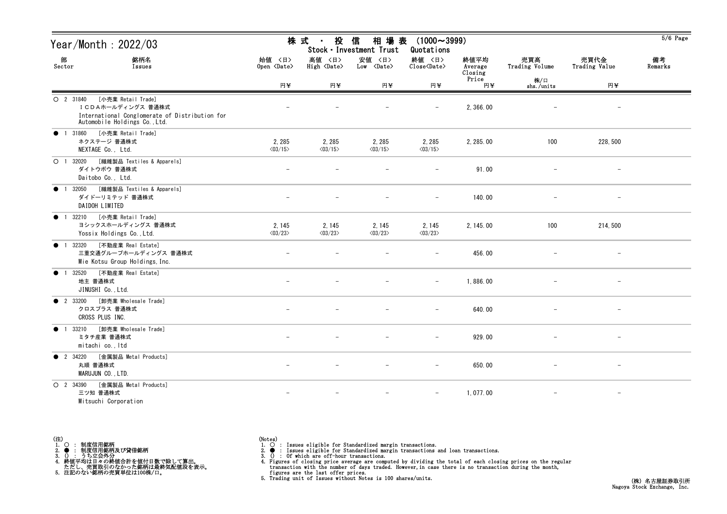# Year/Month : 2022/03

## 株式・投信 相場表 (1000～3999)
### Stock・Investment Trust Quotations

| 部 Sector | 銘柄名 Issues | 始値 <日> Open <Date> 円¥ | 高値 <日> High <Date> 円¥ | 安値 <日> Low <Date> 円¥ | 終値 <日> Close<Date> 円¥ | 終値平均 Average Closing Price 円¥ | 売買高 Trading Volume 株/口 shs./units | 売買代金 Trading Value 円¥ | 備考 Remarks |
|---|---|---|---|---|---|---|---|---|---|
| ○ 2 31840 | [小売業 Retail Trade] ＩＣＤＡホールディングス 普通株式 International Conglomerate of Distribution for Automobile Holdings Co.,Ltd. | － | － | － | － | 2,366.00 | － | － | |
| ● 1 31860 | [小売業 Retail Trade] ネクステージ 普通株式 NEXTAGE Co., Ltd. | 2,285 <03/15> | 2,285 <03/15> | 2,285 <03/15> | 2,285 <03/15> | 2,285.00 | 100 | 228,500 | |
| ○ 1 32020 | [繊維製品 Textiles & Apparels] ダイトウボウ 普通株式 Daitobo Co., Ltd. | － | － | － | － | 91.00 | － | － | |
| ● 1 32050 | [繊維製品 Textiles & Apparels] ダイドーリミテッド 普通株式 DAIDOH LIMITED | － | － | － | － | 140.00 | － | － | |
| ● 1 32210 | [小売業 Retail Trade] ヨシックスホールディングス 普通株式 Yossix Holdings Co.,Ltd. | 2,145 <03/23> | 2,145 <03/23> | 2,145 <03/23> | 2,145 <03/23> | 2,145.00 | 100 | 214,500 | |
| ● 1 32320 | [不動産業 Real Estate] 三重交通グループホールディングス 普通株式 Mie Kotsu Group Holdings,Inc. | － | － | － | － | 456.00 | － | － | |
| ● 1 32520 | [不動産業 Real Estate] 地主 普通株式 JINUSHI Co.,Ltd. | － | － | － | － | 1,886.00 | － | － | |
| ● 2 33200 | [卸売業 Wholesale Trade] クロスプラス 普通株式 CROSS PLUS INC. | － | － | － | － | 640.00 | － | － | |
| ● 1 33210 | [卸売業 Wholesale Trade] ミタチ産業 普通株式 mitachi co.,ltd | － | － | － | － | 929.00 | － | － | |
| ● 2 34220 | [金属製品 Metal Products] 丸順 普通株式 MARUJUN CO.,LTD. | － | － | － | － | 650.00 | － | － | |
| ○ 2 34390 | [金属製品 Metal Products] 三ツ知 普通株式 Mitsuchi Corporation | － | － | － | － | 1,077.00 | － | － | |

(注)
1. ○ ： 制度信用銘柄
2. ● ： 制度信用銘柄及び貸借銘柄
3. () ： うち立会外分
4. 終値平均は日々の終値合計を値付日数で除して算出。
   ただし、売買取引のなかった銘柄は最終気配値段を表示。
5. 注記のない銘柄の売買単位は100株/口。

(Notes)
1. ○ : Issues eligible for Standardized margin transactions.
2. ● : Issues eligible for Standardized margin transactions and loan transactions.
3. () : Of which are off-hour transactions.
4. Figures of closing price average are computed by dividing the total of each closing prices on the regular transaction with the number of days traded. However,in case there is no transaction during the month, figures are the last offer prices.
5. Trading unit of Issues without Notes is 100 shares/units.

(株) 名古屋証券取引所
Nagoya Stock Exchange, Inc.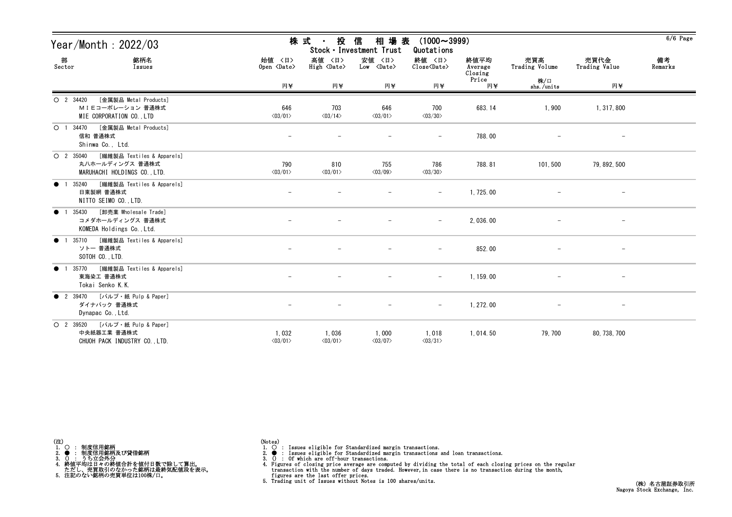# Year/Month : 2022/03

## 株式・投信 相場表 (1000～3999)
Stock・Investment Trust Quotations

| 部 Sector | 銘柄名 Issues | 始値 <日> Open <Date> 円¥ | 高値 <日> High <Date> 円¥ | 安値 <日> Low <Date> 円¥ | 終値 <日> Close<Date> 円¥ | 終値平均 Average Closing Price 円¥ | 売買高 Trading Volume 株/口 shs./units | 売買代金 Trading Value 円¥ | 備考 Remarks |
|---|---|---|---|---|---|---|---|---|---|
| ○ 2 34420 | [金属製品 Metal Products] ＭＩＥコーポレーション 普通株式 MIE CORPORATION CO.,LTD | 646 <03/01> | 703 <03/14> | 646 <03/01> | 700 <03/30> | 683.14 | 1,900 | 1,317,800 | |
| ○ 1 34470 | [金属製品 Metal Products] 信和 普通株式 Shinwa Co., Ltd. | - | - | - | - | 788.00 | - | - | |
| ○ 2 35040 | [繊維製品 Textiles & Apparels] 丸八ホールディングス 普通株式 MARUHACHI HOLDINGS CO.,LTD. | 790 <03/01> | 810 <03/01> | 755 <03/09> | 786 <03/30> | 788.81 | 101,500 | 79,892,500 | |
| ● 1 35240 | [繊維製品 Textiles & Apparels] 日東製網 普通株式 NITTO SEIMO CO.,LTD. | - | - | - | - | 1,725.00 | - | - | |
| ● 1 35430 | [卸売業 Wholesale Trade] コメダホールディングス 普通株式 KOMEDA Holdings Co.,Ltd. | - | - | - | - | 2,036.00 | - | - | |
| ● 1 35710 | [繊維製品 Textiles & Apparels] ソトー 普通株式 SOTOH CO.,LTD. | - | - | - | - | 852.00 | - | - | |
| ● 1 35770 | [繊維製品 Textiles & Apparels] 東海染工 普通株式 Tokai Senko K.K. | - | - | - | - | 1,159.00 | - | - | |
| ● 2 39470 | [パルプ・紙 Pulp & Paper] ダイナパック 普通株式 Dynapac Co.,Ltd. | - | - | - | - | 1,272.00 | - | - | |
| ○ 2 39520 | [パルプ・紙 Pulp & Paper] 中央紙器工業 普通株式 CHUOH PACK INDUSTRY CO.,LTD. | 1,032 <03/01> | 1,036 <03/01> | 1,000 <03/07> | 1,018 <03/31> | 1,014.50 | 79,700 | 80,738,700 | |

(注)
1. ○ : 制度信用銘柄
2. ● : 制度信用銘柄及び貸借銘柄
3. () : うち立会外分
4. 終値平均は日々の終値合計を値付日数で除して算出。
   ただし、売買取引のなかった銘柄は最終気配値段を表示。
5. 注記のない銘柄の売買単位は100株/口。

(Notes)
1. ○ : Issues eligible for Standardized margin transactions.
2. ● : Issues eligible for Standardized margin transactions and loan transactions.
3. () : Of which are off-hour transactions.
4. Figures of closing price average are computed by dividing the total of each closing prices on the regular transaction with the number of days traded. However,in case there is no transaction during the month, figures are the last offer prices.
5. Trading unit of Issues without Notes is 100 shares/units.

(株) 名古屋証券取引所
Nagoya Stock Exchange, Inc.